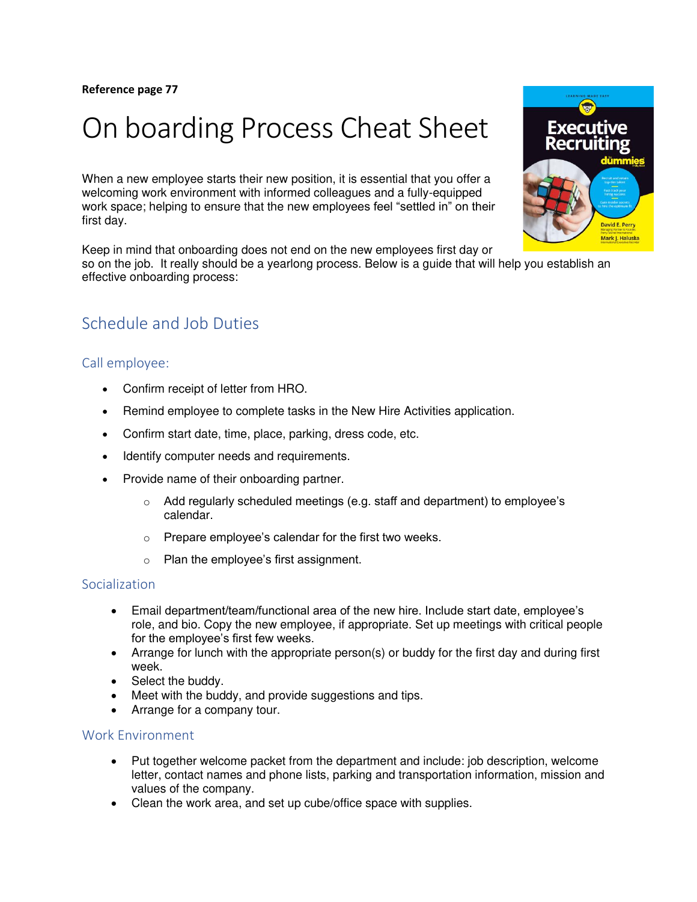**Reference page 77**

# On boarding Process Cheat Sheet

When a new employee starts their new position, it is essential that you offer a welcoming work environment with informed colleagues and a fully-equipped work space; helping to ensure that the new employees feel "settled in" on their first day.

Keep in mind that onboarding does not end on the new employees first day or so on the job. It really should be a yearlong process. Below is a guide that will help you establish an effective onboarding process:

## Schedule and Job Duties

### Call employee:

- Confirm receipt of letter from HRO.
- Remind employee to complete tasks in the New Hire Activities application.
- Confirm start date, time, place, parking, dress code, etc.
- Identify computer needs and requirements.
- Provide name of their onboarding partner.
  - Add regularly scheduled meetings (e.g. staff and department) to employee's calendar.
  - Prepare employee's calendar for the first two weeks.
  - Plan the employee's first assignment.

### Socialization

- Email department/team/functional area of the new hire. Include start date, employee's role, and bio. Copy the new employee, if appropriate. Set up meetings with critical people for the employee's first few weeks.
- Arrange for lunch with the appropriate person(s) or buddy for the first day and during first week.
- Select the buddy.
- Meet with the buddy, and provide suggestions and tips.
- Arrange for a company tour.

### Work Environment

- Put together welcome packet from the department and include: job description, welcome letter, contact names and phone lists, parking and transportation information, mission and values of the company.
- Clean the work area, and set up cube/office space with supplies.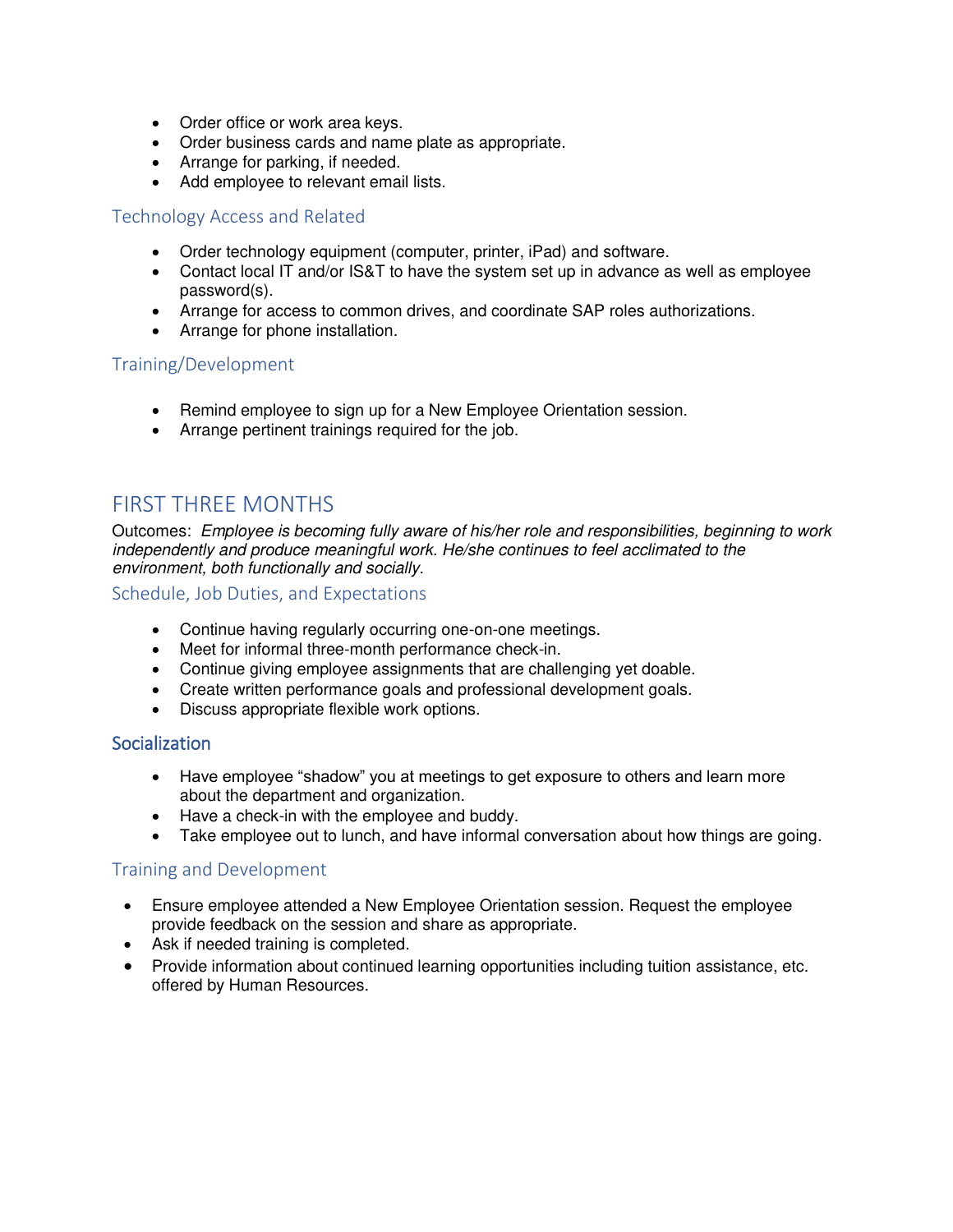- Order office or work area keys.
- Order business cards and name plate as appropriate.
- Arrange for parking, if needed.
- Add employee to relevant email lists.

### Technology Access and Related

- Order technology equipment (computer, printer, iPad) and software.
- Contact local IT and/or IS&T to have the system set up in advance as well as employee password(s).
- Arrange for access to common drives, and coordinate SAP roles authorizations.
- Arrange for phone installation.

### Training/Development

- Remind employee to sign up for a New Employee Orientation session.
- Arrange pertinent trainings required for the job.

## FIRST THREE MONTHS

Outcomes: *Employee is becoming fully aware of his/her role and responsibilities, beginning to work independently and produce meaningful work. He/she continues to feel acclimated to the environment, both functionally and socially.*

### Schedule, Job Duties, and Expectations

- Continue having regularly occurring one-on-one meetings.
- Meet for informal three-month performance check-in.
- Continue giving employee assignments that are challenging yet doable.
- Create written performance goals and professional development goals.
- Discuss appropriate flexible work options.

### Socialization

- Have employee "shadow" you at meetings to get exposure to others and learn more about the department and organization.
- Have a check-in with the employee and buddy.
- Take employee out to lunch, and have informal conversation about how things are going.

### Training and Development

- Ensure employee attended a New Employee Orientation session. Request the employee provide feedback on the session and share as appropriate.
- Ask if needed training is completed.
- Provide information about continued learning opportunities including tuition assistance, etc. offered by Human Resources.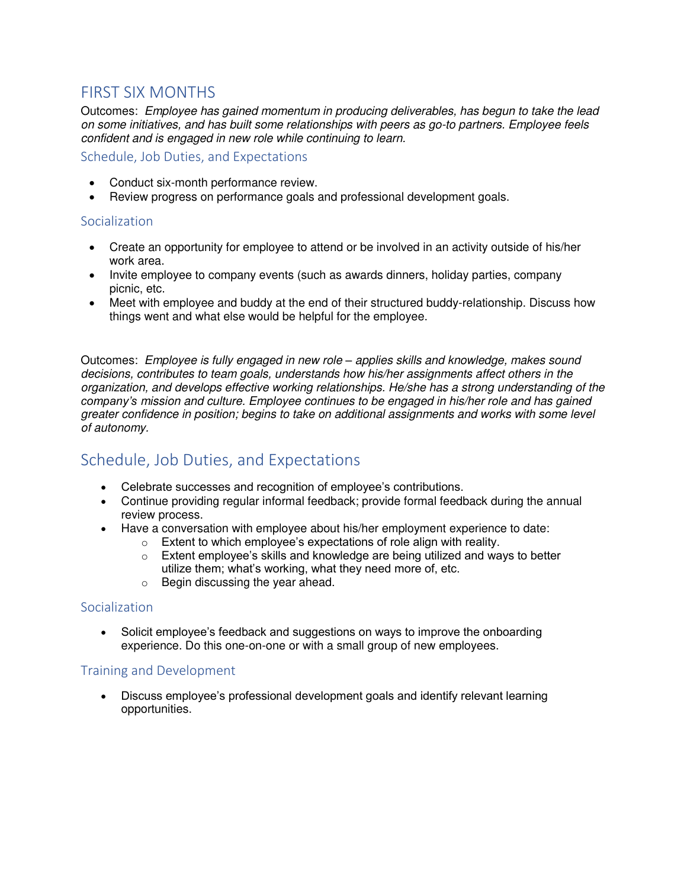## FIRST SIX MONTHS

Outcomes: *Employee has gained momentum in producing deliverables, has begun to take the lead on some initiatives, and has built some relationships with peers as go-to partners. Employee feels confident and is engaged in new role while continuing to learn.*

### Schedule, Job Duties, and Expectations

- Conduct six-month performance review.
- Review progress on performance goals and professional development goals.

### Socialization

- Create an opportunity for employee to attend or be involved in an activity outside of his/her work area.
- Invite employee to company events (such as awards dinners, holiday parties, company picnic, etc.
- Meet with employee and buddy at the end of their structured buddy-relationship. Discuss how things went and what else would be helpful for the employee.

Outcomes: *Employee is fully engaged in new role – applies skills and knowledge, makes sound decisions, contributes to team goals, understands how his/her assignments affect others in the organization, and develops effective working relationships. He/she has a strong understanding of the company's mission and culture. Employee continues to be engaged in his/her role and has gained greater confidence in position; begins to take on additional assignments and works with some level of autonomy.*

## Schedule, Job Duties, and Expectations

- Celebrate successes and recognition of employee's contributions.
- Continue providing regular informal feedback; provide formal feedback during the annual review process.
- Have a conversation with employee about his/her employment experience to date:
  - Extent to which employee's expectations of role align with reality.
  - Extent employee's skills and knowledge are being utilized and ways to better utilize them; what's working, what they need more of, etc.
  - Begin discussing the year ahead.

### Socialization

- Solicit employee's feedback and suggestions on ways to improve the onboarding experience. Do this one-on-one or with a small group of new employees.

### Training and Development

- Discuss employee's professional development goals and identify relevant learning opportunities.